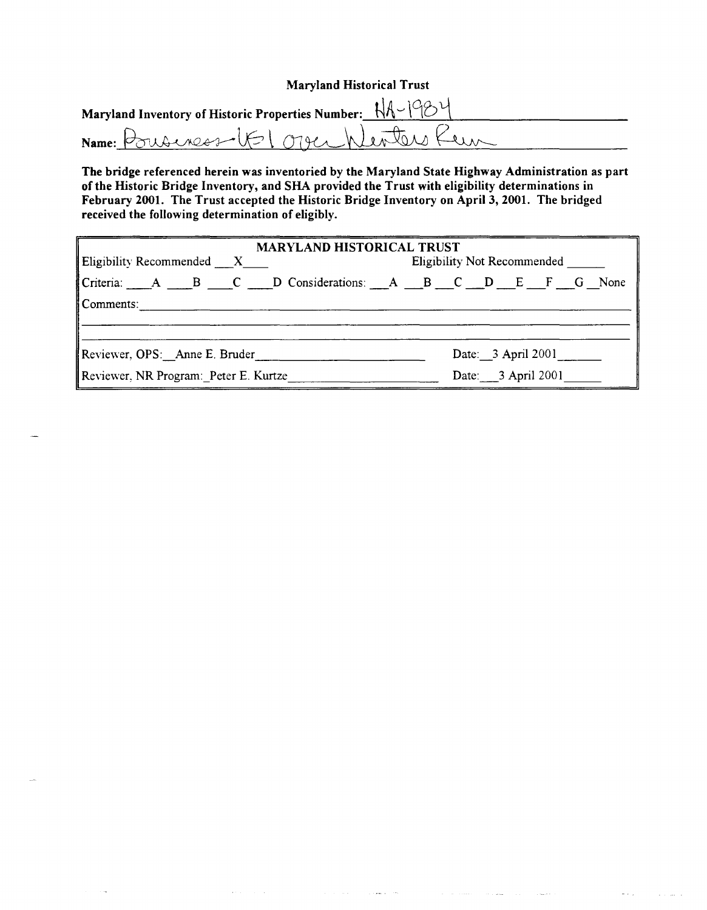**Maryland Historical Trust**

**Maryland Inventory of Historic Properties Number:** HA-1984

**Name:** Business US 1 over Winters Run

**The bridge referenced herein was inventoried by the Maryland State Highway Administration as part of the Historic Bridge Inventory, and SHA provided the Trust with eligibility determinations in February 2001. The Trust accepted the Historic Bridge Inventory on April 3, 2001. The bridged received the following determination of eligibly.**

| MARYLAND HISTORICAL TRUST | |
|---|---|
| Eligibility Recommended \_\_X\_\_ | Eligibility Not Recommended \_\_\_\_ |
| Criteria: \_\_A \_\_B \_\_C \_\_D Considerations: \_\_A \_\_B \_\_C \_\_D \_\_E \_\_F \_\_G \_\_None | |
| Comments: | |
| Reviewer, OPS: Anne E. Bruder | Date: 3 April 2001 |
| Reviewer, NR Program: Peter E. Kurtze | Date: 3 April 2001 |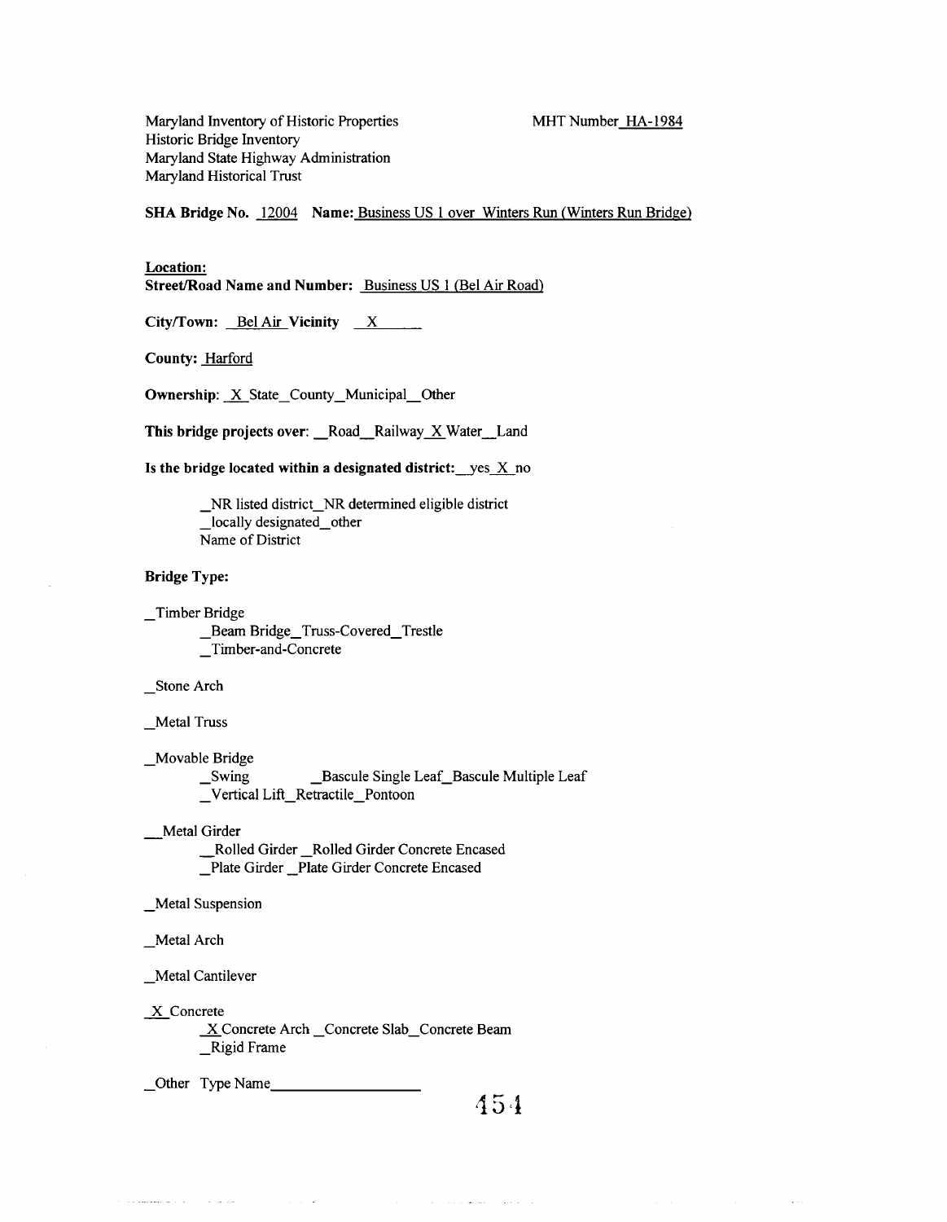Maryland Inventory of Historic Properties
Historic Bridge Inventory
Maryland State Highway Administration
Maryland Historical Trust

MHT Number HA-1984

**SHA Bridge No.** 12004 **Name:** Business US 1 over Winters Run (Winters Run Bridge)

**Location:**

**Street/Road Name and Number:** Business US 1 (Bel Air Road)

**City/Town:** Bel Air **Vicinity** X

**County:** Harford

**Ownership:** X State _County _Municipal _Other

**This bridge projects over:** _Road _Railway X Water _Land

**Is the bridge located within a designated district:** _yes X no

_NR listed district _NR determined eligible district
_locally designated _other
Name of District

**Bridge Type:**

_Timber Bridge
_Beam Bridge _Truss-Covered _Trestle
_Timber-and-Concrete

_Stone Arch

_Metal Truss

_Movable Bridge
_Swing _Bascule Single Leaf _Bascule Multiple Leaf
_Vertical Lift _Retractile _Pontoon

_Metal Girder
_Rolled Girder _Rolled Girder Concrete Encased
_Plate Girder _Plate Girder Concrete Encased

_Metal Suspension

_Metal Arch

_Metal Cantilever

X Concrete
X Concrete Arch _Concrete Slab _Concrete Beam
_Rigid Frame

_Other Type Name___________________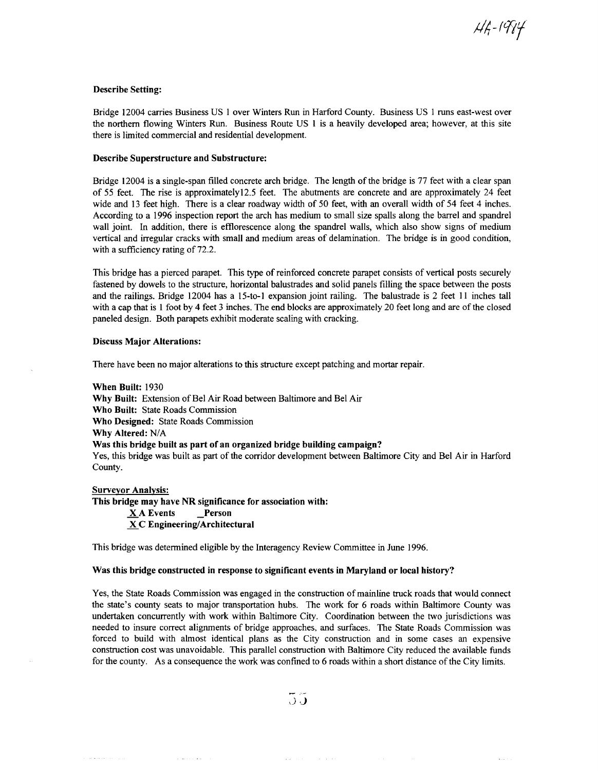HA-1984

**Describe Setting:**

Bridge 12004 carries Business US 1 over Winters Run in Harford County. Business US 1 runs east-west over the northern flowing Winters Run. Business Route US 1 is a heavily developed area; however, at this site there is limited commercial and residential development.

**Describe Superstructure and Substructure:**

Bridge 12004 is a single-span filled concrete arch bridge. The length of the bridge is 77 feet with a clear span of 55 feet. The rise is approximately12.5 feet. The abutments are concrete and are approximately 24 feet wide and 13 feet high. There is a clear roadway width of 50 feet, with an overall width of 54 feet 4 inches. According to a 1996 inspection report the arch has medium to small size spalls along the barrel and spandrel wall joint. In addition, there is efflorescence along the spandrel walls, which also show signs of medium vertical and irregular cracks with small and medium areas of delamination. The bridge is in good condition, with a sufficiency rating of 72.2.

This bridge has a pierced parapet. This type of reinforced concrete parapet consists of vertical posts securely fastened by dowels to the structure, horizontal balustrades and solid panels filling the space between the posts and the railings. Bridge 12004 has a 15-to-1 expansion joint railing. The balustrade is 2 feet 11 inches tall with a cap that is 1 foot by 4 feet 3 inches. The end blocks are approximately 20 feet long and are of the closed paneled design. Both parapets exhibit moderate scaling with cracking.

**Discuss Major Alterations:**

There have been no major alterations to this structure except patching and mortar repair.

**When Built:** 1930
**Why Built:** Extension of Bel Air Road between Baltimore and Bel Air
**Who Built:** State Roads Commission
**Who Designed:** State Roads Commission
**Why Altered:** N/A
**Was this bridge built as part of an organized bridge building campaign?**
Yes, this bridge was built as part of the corridor development between Baltimore City and Bel Air in Harford County.

**Surveyor Analysis:**
**This bridge may have NR significance for association with:**

**X A Events** &nbsp;&nbsp; **_ Person**
**X C Engineering/Architectural**

This bridge was determined eligible by the Interagency Review Committee in June 1996.

**Was this bridge constructed in response to significant events in Maryland or local history?**

Yes, the State Roads Commission was engaged in the construction of mainline truck roads that would connect the state's county seats to major transportation hubs. The work for 6 roads within Baltimore County was undertaken concurrently with work within Baltimore City. Coordination between the two jurisdictions was needed to insure correct alignments of bridge approaches, and surfaces. The State Roads Commission was forced to build with almost identical plans as the City construction and in some cases an expensive construction cost was unavoidable. This parallel construction with Baltimore City reduced the available funds for the county. As a consequence the work was confined to 6 roads within a short distance of the City limits.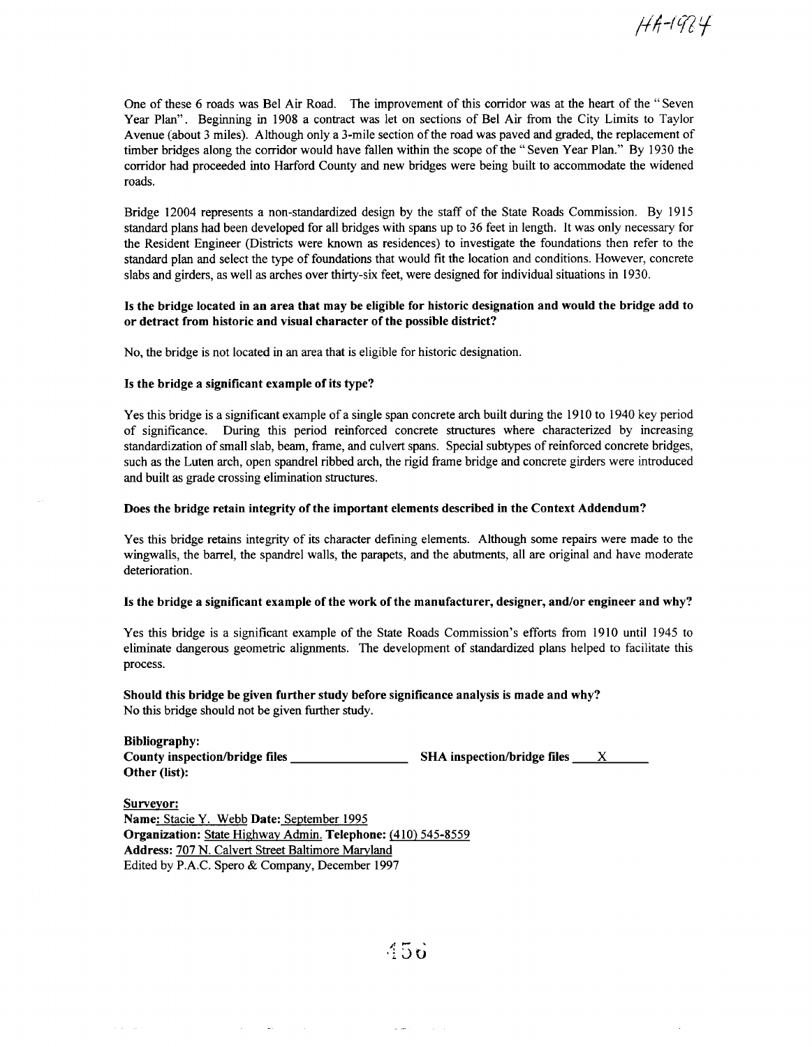One of these 6 roads was Bel Air Road. The improvement of this corridor was at the heart of the " Seven Year Plan". Beginning in 1908 a contract was let on sections of Bel Air from the City Limits to Taylor Avenue (about 3 miles). Although only a 3-mile section of the road was paved and graded, the replacement of timber bridges along the corridor would have fallen within the scope of the " Seven Year Plan." By 1930 the corridor had proceeded into Harford County and new bridges were being built to accommodate the widened roads.

Bridge 12004 represents a non-standardized design by the staff of the State Roads Commission. By 1915 standard plans had been developed for all bridges with spans up to 36 feet in length. It was only necessary for the Resident Engineer (Districts were known as residences) to investigate the foundations then refer to the standard plan and select the type of foundations that would fit the location and conditions. However, concrete slabs and girders, as well as arches over thirty-six feet, were designed for individual situations in 1930.

**Is the bridge located in an area that may be eligible for historic designation and would the bridge add to or detract from historic and visual character of the possible district?**

No, the bridge is not located in an area that is eligible for historic designation.

**Is the bridge a significant example of its type?**

Yes this bridge is a significant example of a single span concrete arch built during the 1910 to 1940 key period of significance. During this period reinforced concrete structures where characterized by increasing standardization of small slab, beam, frame, and culvert spans. Special subtypes of reinforced concrete bridges, such as the Luten arch, open spandrel ribbed arch, the rigid frame bridge and concrete girders were introduced and built as grade crossing elimination structures.

**Does the bridge retain integrity of the important elements described in the Context Addendum?**

Yes this bridge retains integrity of its character defining elements. Although some repairs were made to the wingwalls, the barrel, the spandrel walls, the parapets, and the abutments, all are original and have moderate deterioration.

**Is the bridge a significant example of the work of the manufacturer, designer, and/or engineer and why?**

Yes this bridge is a significant example of the State Roads Commission's efforts from 1910 until 1945 to eliminate dangerous geometric alignments. The development of standardized plans helped to facilitate this process.

**Should this bridge be given further study before significance analysis is made and why?**
No this bridge should not be given further study.

**Bibliography:**
**County inspection/bridge files** ________________ **SHA inspection/bridge files** \_\_X\_\_
**Other (list):**

**Surveyor:**
**Name:** Stacie Y. Webb **Date:** September 1995
**Organization:** State Highway Admin. **Telephone:** (410) 545-8559
**Address:** 707 N. Calvert Street Baltimore Maryland
Edited by P.A.C. Spero & Company, December 1997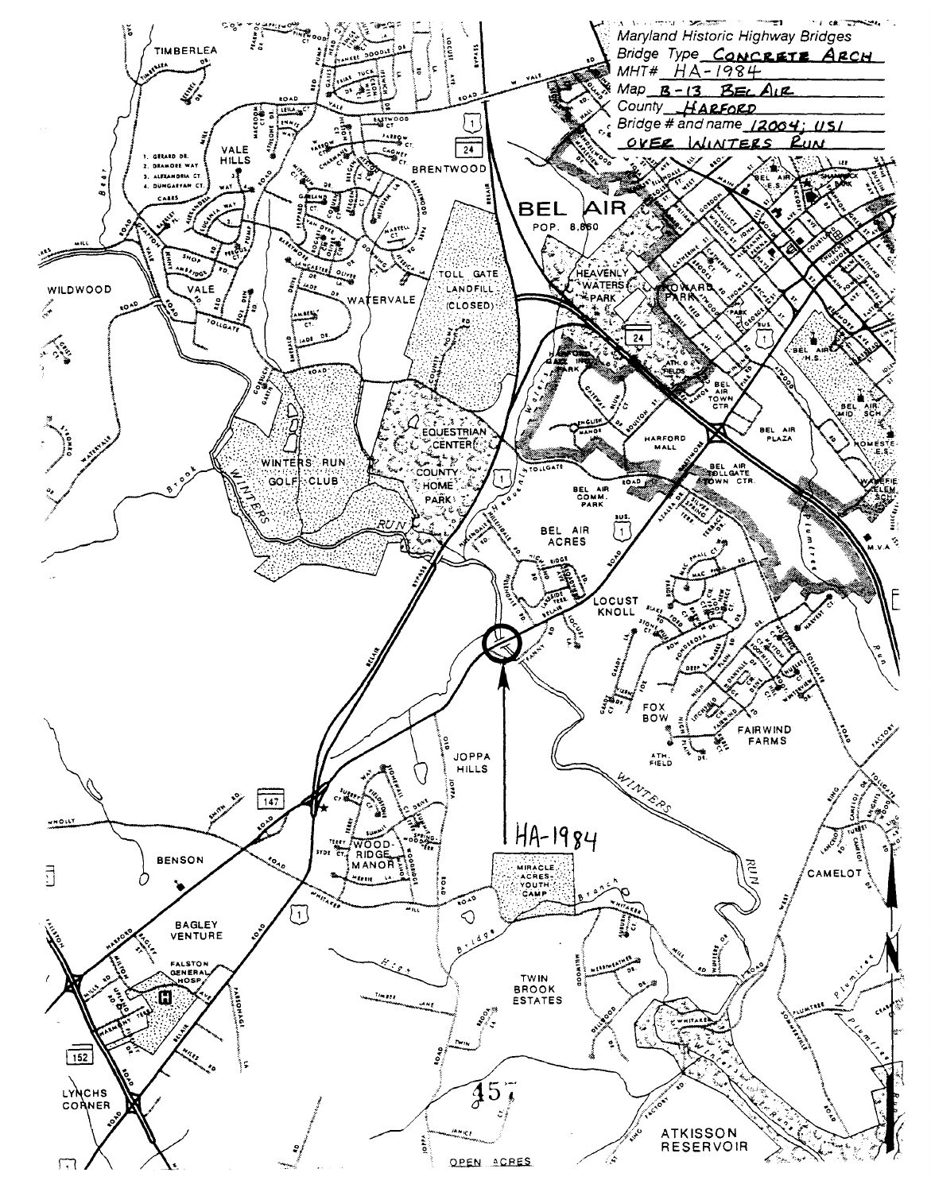Maryland Historic Highway Bridges

Bridge Type CONCRETE ARCH

MHT# HA-1984

Map B-13 BEL AIR

County HARFORD

Bridge # and name 12004; US1 OVER WINTERS RUN

HA-1984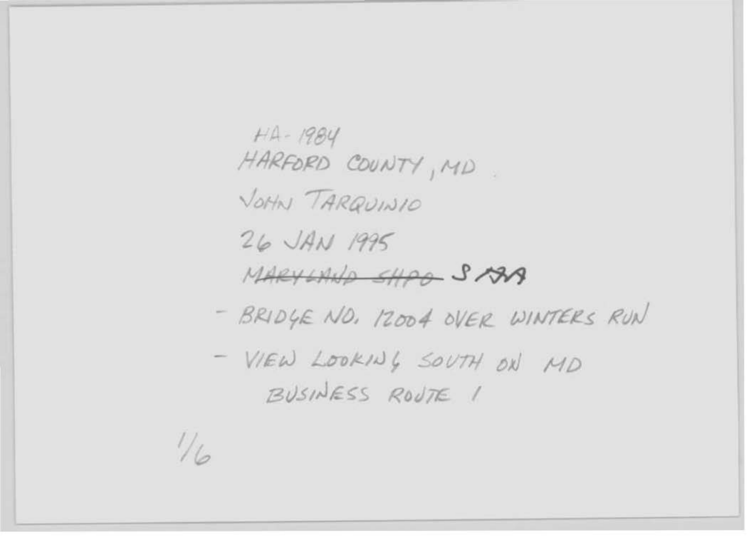HA-1984
HARFORD COUNTY, MD
JOHN TARQUINIO
26 JAN 1995
~~MARYLAND SHPO~~ SHA

- BRIDGE NO. 12004 OVER WINTERS RUN
- VIEW LOOKING SOUTH ON MD BUSINESS ROUTE 1

1/6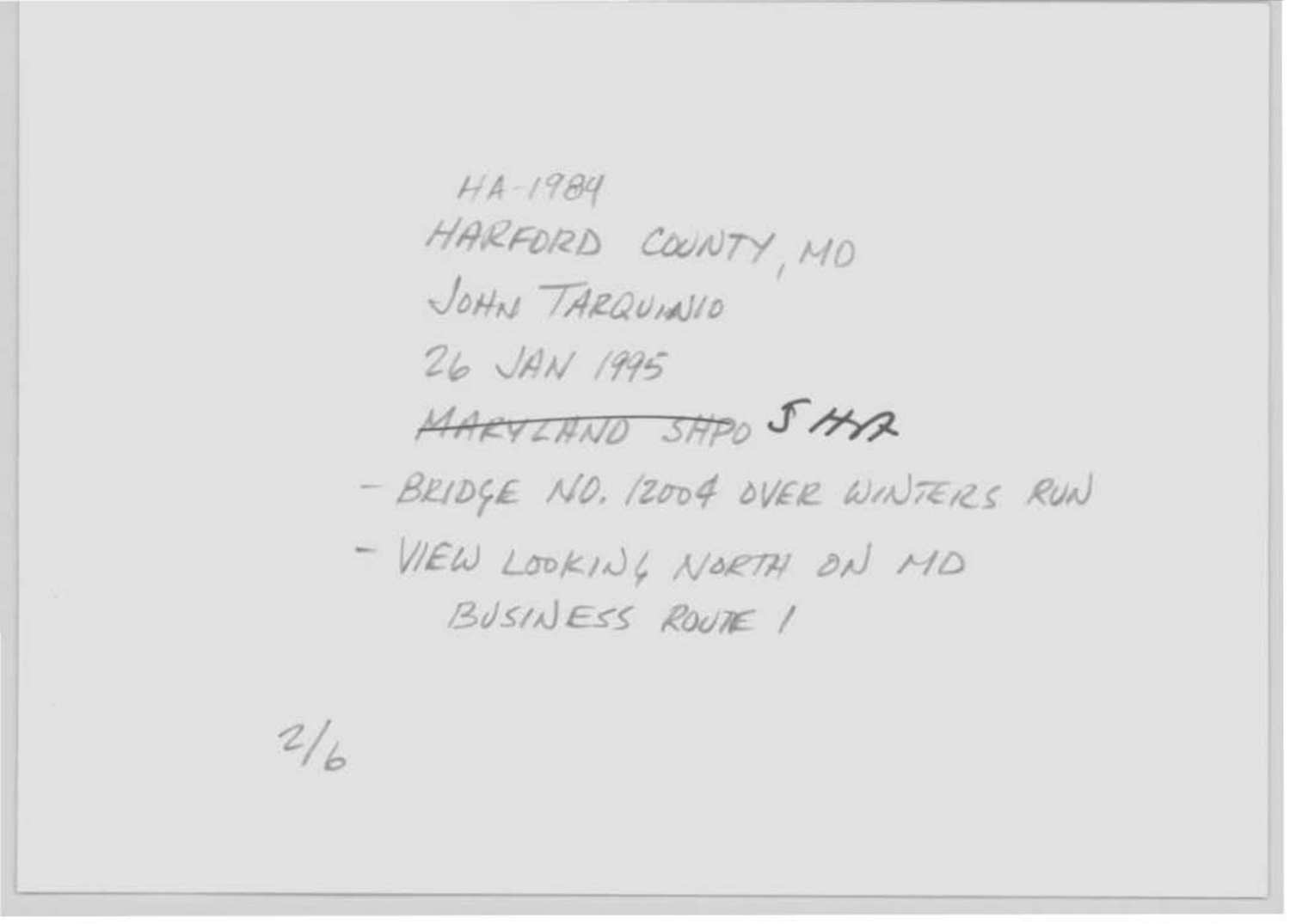HA-1984

HARFORD COUNTY, MD

JOHN TARQUINIO

26 JAN 1995

~~MARYLAND SHPO~~ SHA

- BRIDGE NO. 12004 OVER WINTERS RUN
- VIEW LOOKING NORTH ON MD BUSINESS ROUTE 1

2/6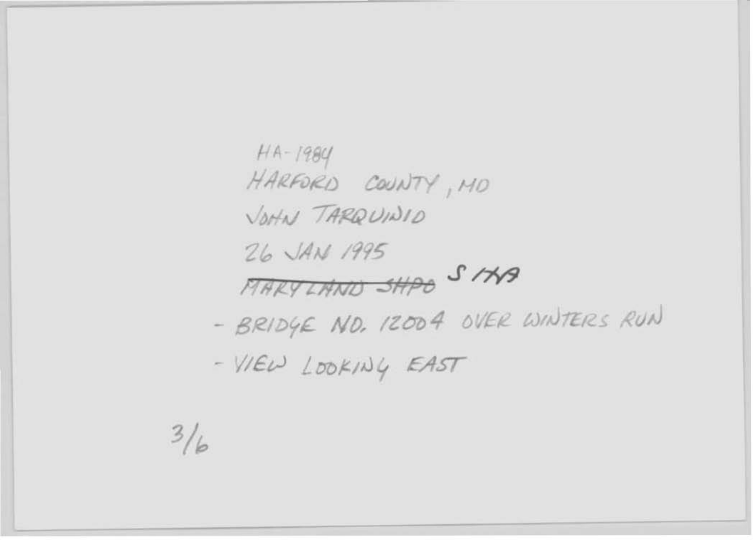HA-1984

HARFORD COUNTY, MD

JOHN TARQUINIO

26 JAN 1995

~~MARYLAND SHPO~~ SHA

- BRIDGE NO. 12004 OVER WINTERS RUN
- VIEW LOOKING EAST

3/6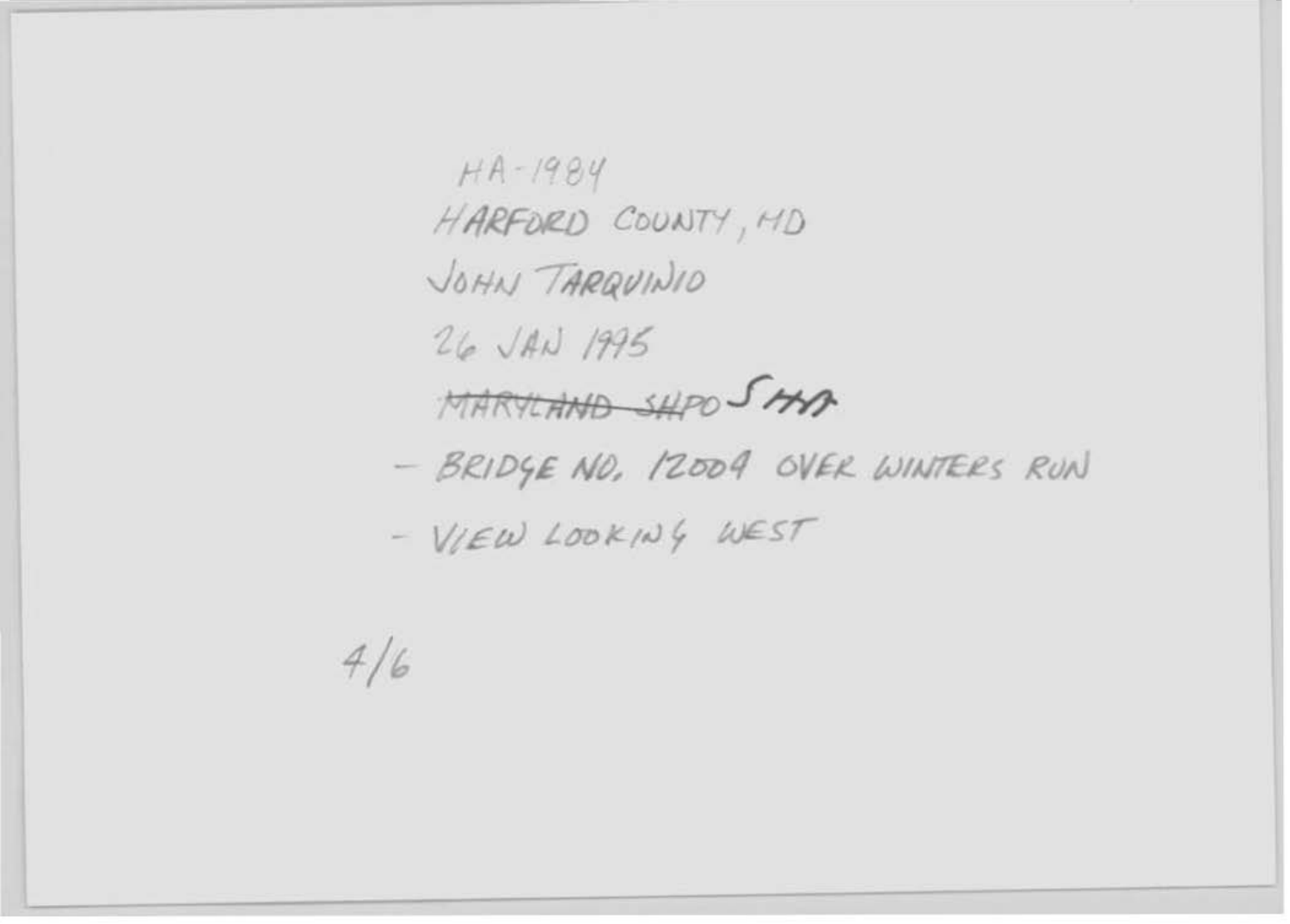HA-1984

HARFORD COUNTY, MD

JOHN TARQUINIO

26 JAN 1995

~~MARYLAND SHPO~~ SHA

- BRIDGE NO. 12004 OVER WINTERS RUN

- VIEW LOOKING WEST

4/6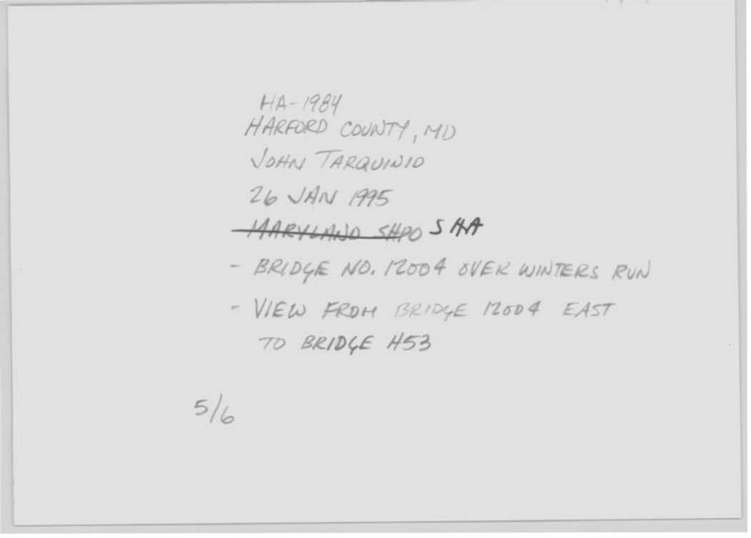HA-1984

HARFORD COUNTY, MD

JOHN TARQUINIO

26 JAN 1995

~~MARYLAND SHPO~~ SHA

- BRIDGE NO. 12004 OVER WINTERS RUN
- VIEW FROM BRIDGE 12004 EAST TO BRIDGE H53

5/6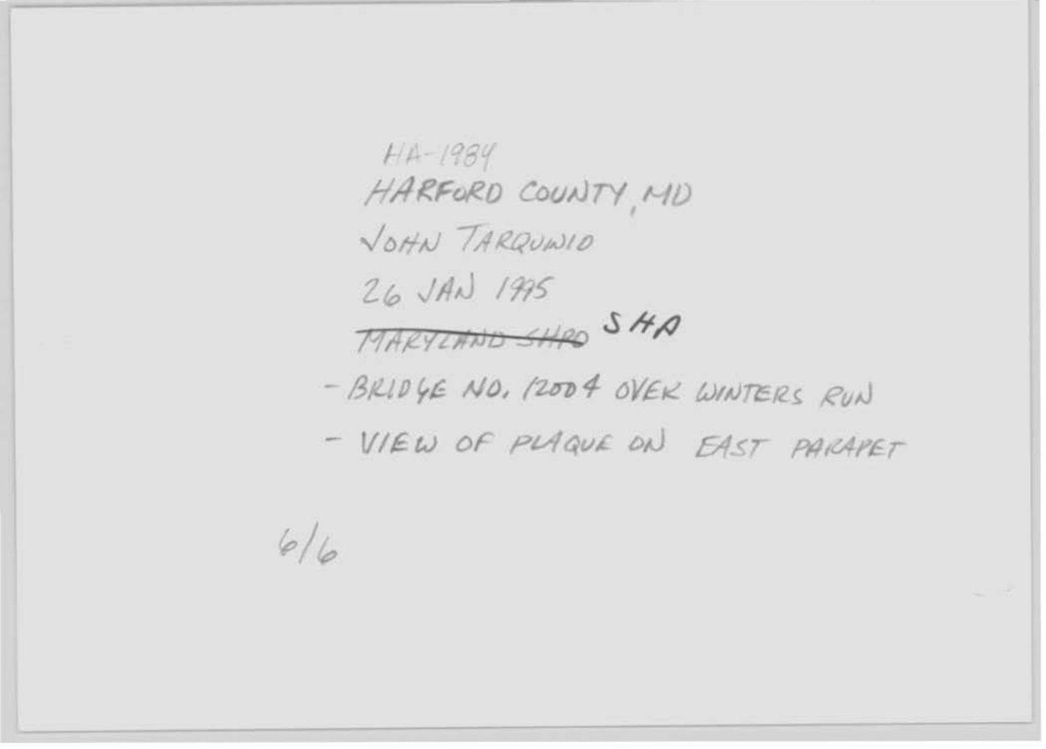HA-1984

HARFORD COUNTY, MD

JOHN TARQUINIO

26 JAN 1995

~~MARYLAND SHPO~~ SHA

- BRIDGE NO. 12004 OVER WINTERS RUN
- VIEW OF PLAQUE ON EAST PARAPET

6/6